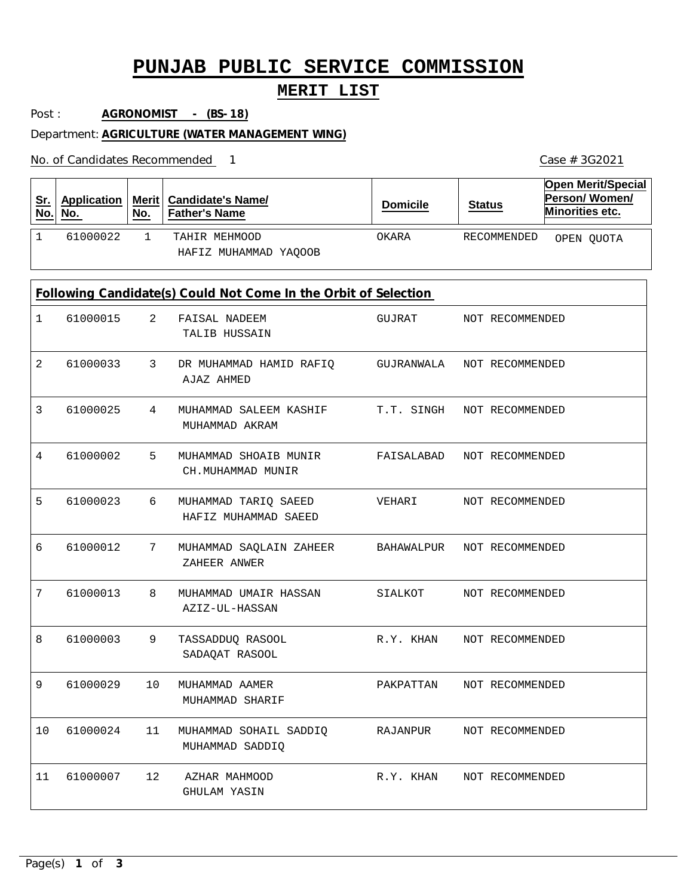# PUNJAB PUBLIC SERVICE COMMISSION

## MERIT LIST

Post : **AGRONOMIST - (BS-18)**

Department: **AGRICULTURE (WATER MANAGEMENT WING)**

No. of Candidates Recommended 1

Case # 3G2021

| Sr. No. | Application No. | Merit No. | Candidate's Name/ Father's Name | Domicile | Status | Open Merit/Special Person/ Women/ Minorities etc. |
|---|---|---|---|---|---|---|
| 1 | 61000022 | 1 | TAHIR MEHMOOD<br>HAFIZ MUHAMMAD YAQOOB | OKARA | RECOMMENDED | OPEN QUOTA |

**Following Candidate(s) Could Not Come In the Orbit of Selection**

| Sr. No. | Application No. | Merit No. | Candidate's Name/ Father's Name | Domicile | Status |
|---|---|---|---|---|---|
| 1 | 61000015 | 2 | FAISAL NADEEM<br>TALIB HUSSAIN | GUJRAT | NOT RECOMMENDED |
| 2 | 61000033 | 3 | DR MUHAMMAD HAMID RAFIQ<br>AJAZ AHMED | GUJRANWALA | NOT RECOMMENDED |
| 3 | 61000025 | 4 | MUHAMMAD SALEEM KASHIF<br>MUHAMMAD AKRAM | T.T. SINGH | NOT RECOMMENDED |
| 4 | 61000002 | 5 | MUHAMMAD SHOAIB MUNIR<br>CH.MUHAMMAD MUNIR | FAISALABAD | NOT RECOMMENDED |
| 5 | 61000023 | 6 | MUHAMMAD TARIQ SAEED<br>HAFIZ MUHAMMAD SAEED | VEHARI | NOT RECOMMENDED |
| 6 | 61000012 | 7 | MUHAMMAD SAQLAIN ZAHEER<br>ZAHEER ANWER | BAHAWALPUR | NOT RECOMMENDED |
| 7 | 61000013 | 8 | MUHAMMAD UMAIR HASSAN<br>AZIZ-UL-HASSAN | SIALKOT | NOT RECOMMENDED |
| 8 | 61000003 | 9 | TASSADDUQ RASOOL<br>SADAQAT RASOOL | R.Y. KHAN | NOT RECOMMENDED |
| 9 | 61000029 | 10 | MUHAMMAD AAMER<br>MUHAMMAD SHARIF | PAKPATTAN | NOT RECOMMENDED |
| 10 | 61000024 | 11 | MUHAMMAD SOHAIL SADDIQ<br>MUHAMMAD SADDIQ | RAJANPUR | NOT RECOMMENDED |
| 11 | 61000007 | 12 | AZHAR MAHMOOD<br>GHULAM YASIN | R.Y. KHAN | NOT RECOMMENDED |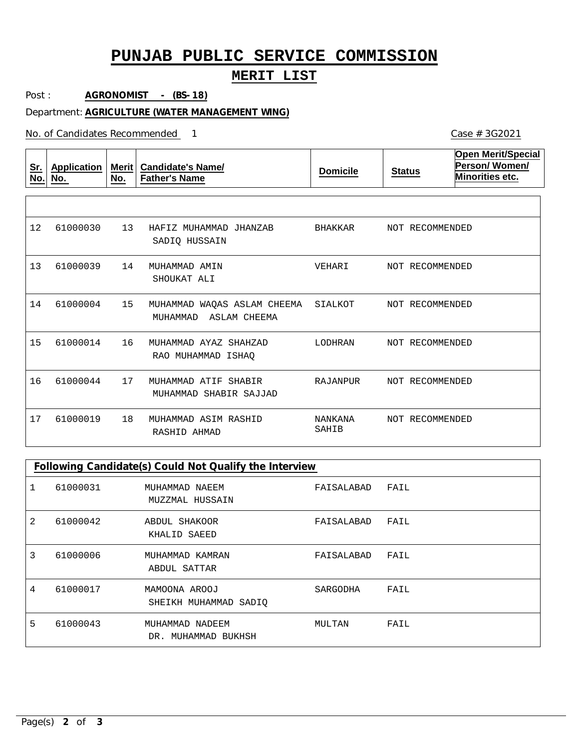# PUNJAB PUBLIC SERVICE COMMISSION

## MERIT LIST

Post : **AGRONOMIST - (BS-18)**

Department: **AGRICULTURE (WATER MANAGEMENT WING)**

No. of Candidates Recommended 1

Case # 3G2021

| Sr. No. | Application No. | Merit No. | Candidate's Name/ Father's Name | Domicile | Status | Open Merit/Special Person/ Women/ Minorities etc. |
|---|---|---|---|---|---|---|
| 12 | 61000030 | 13 | HAFIZ MUHAMMAD JHANZAB<br>SADIQ HUSSAIN | BHAKKAR | NOT RECOMMENDED | |
| 13 | 61000039 | 14 | MUHAMMAD AMIN<br>SHOUKAT ALI | VEHARI | NOT RECOMMENDED | |
| 14 | 61000004 | 15 | MUHAMMAD WAQAS ASLAM CHEEMA<br>MUHAMMAD ASLAM CHEEMA | SIALKOT | NOT RECOMMENDED | |
| 15 | 61000014 | 16 | MUHAMMAD AYAZ SHAHZAD<br>RAO MUHAMMAD ISHAQ | LODHRAN | NOT RECOMMENDED | |
| 16 | 61000044 | 17 | MUHAMMAD ATIF SHABIR<br>MUHAMMAD SHABIR SAJJAD | RAJANPUR | NOT RECOMMENDED | |
| 17 | 61000019 | 18 | MUHAMMAD ASIM RASHID<br>RASHID AHMAD | NANKANA SAHIB | NOT RECOMMENDED | |

**Following Candidate(s) Could Not Qualify the Interview**

| Sr. No. | Application No. | Candidate's Name/ Father's Name | Domicile | Status |
|---|---|---|---|---|
| 1 | 61000031 | MUHAMMAD NAEEM<br>MUZZMAL HUSSAIN | FAISALABAD | FAIL |
| 2 | 61000042 | ABDUL SHAKOOR<br>KHALID SAEED | FAISALABAD | FAIL |
| 3 | 61000006 | MUHAMMAD KAMRAN<br>ABDUL SATTAR | FAISALABAD | FAIL |
| 4 | 61000017 | MAMOONA AROOJ<br>SHEIKH MUHAMMAD SADIQ | SARGODHA | FAIL |
| 5 | 61000043 | MUHAMMAD NADEEM<br>DR. MUHAMMAD BUKHSH | MULTAN | FAIL |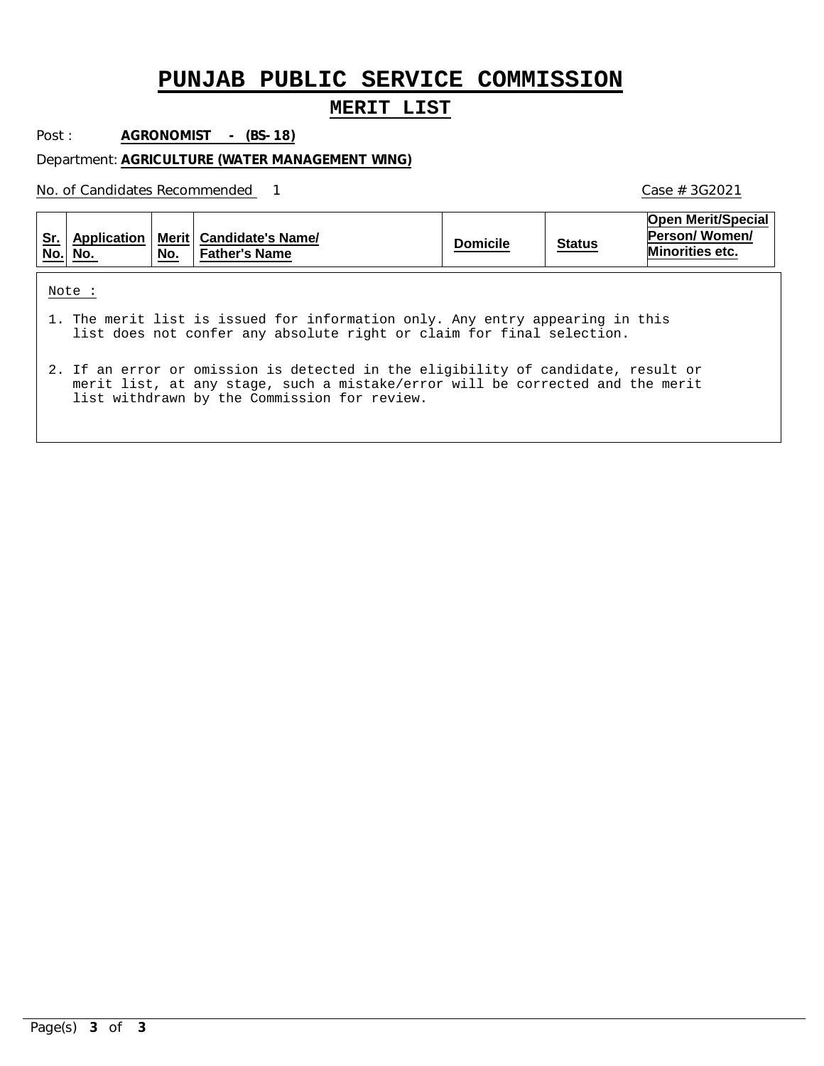# PUNJAB PUBLIC SERVICE COMMISSION

## MERIT LIST

Post : **AGRONOMIST - (BS-18)**

Department: **AGRICULTURE (WATER MANAGEMENT WING)**

No. of Candidates Recommended 1

Case # 3G2021

| Sr. No. | Application No. | Merit No. | Candidate's Name/ Father's Name | Domicile | Status | Open Merit/Special Person/ Women/ Minorities etc. |
|---|---|---|---|---|---|---|

Note :

1. The merit list is issued for information only. Any entry appearing in this list does not confer any absolute right or claim for final selection.

2. If an error or omission is detected in the eligibility of candidate, result or merit list, at any stage, such a mistake/error will be corrected and the merit list withdrawn by the Commission for review.